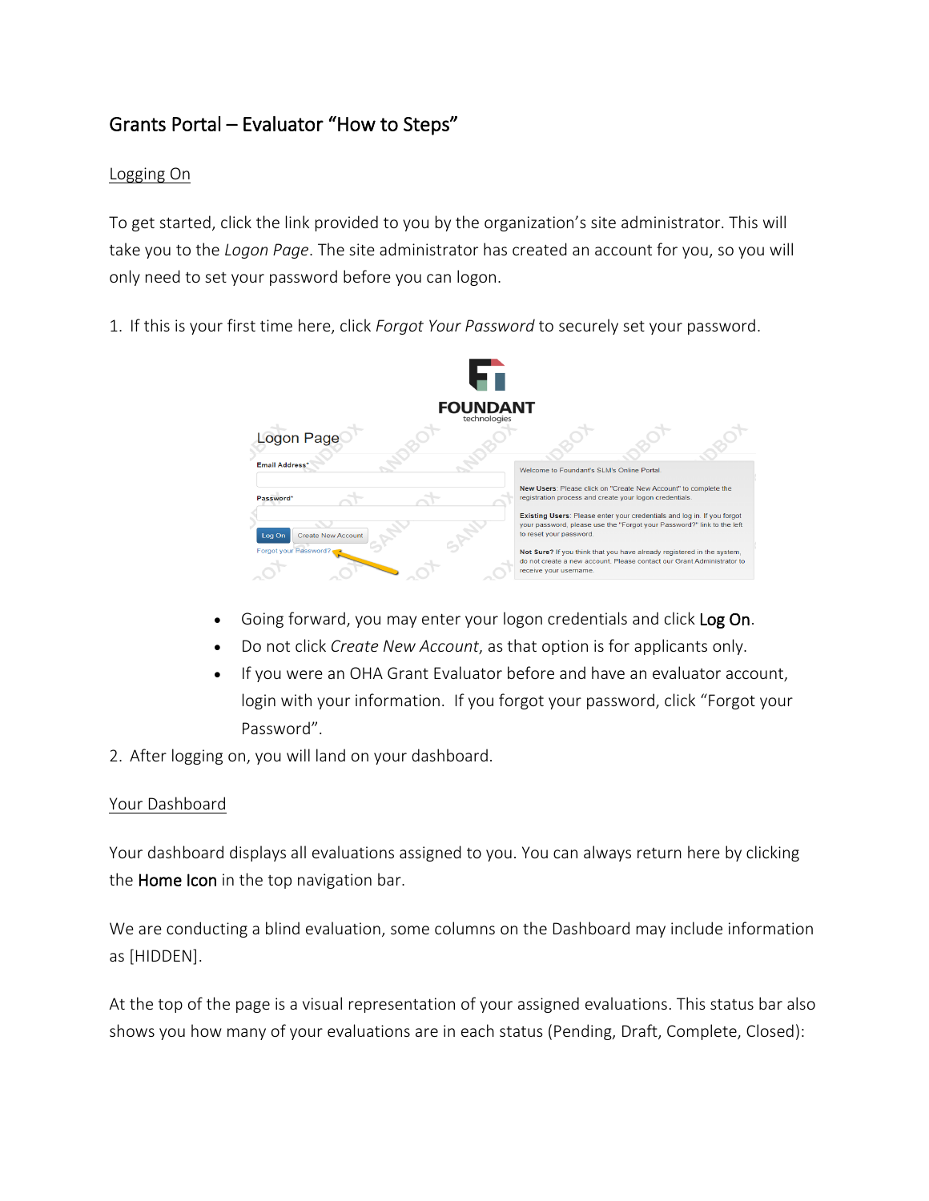# Grants Portal – Evaluator "How to Steps"

## Logging On

To get started, click the link provided to you by the organization's site administrator. This will take you to the *Logon Page*. The site administrator has created an account for you, so you will only need to set your password before you can logon.

1. If this is your first time here, click *Forgot Your Password* to securely set your password.

   - Going forward, you may enter your logon credentials and click **Log On**.
   - Do not click *Create New Account*, as that option is for applicants only.
   - If you were an OHA Grant Evaluator before and have an evaluator account, login with your information. If you forgot your password, click "Forgot your Password".

2. After logging on, you will land on your dashboard.

## Your Dashboard

Your dashboard displays all evaluations assigned to you. You can always return here by clicking the **Home Icon** in the top navigation bar.

We are conducting a blind evaluation, some columns on the Dashboard may include information as [HIDDEN].

At the top of the page is a visual representation of your assigned evaluations. This status bar also shows you how many of your evaluations are in each status (Pending, Draft, Complete, Closed):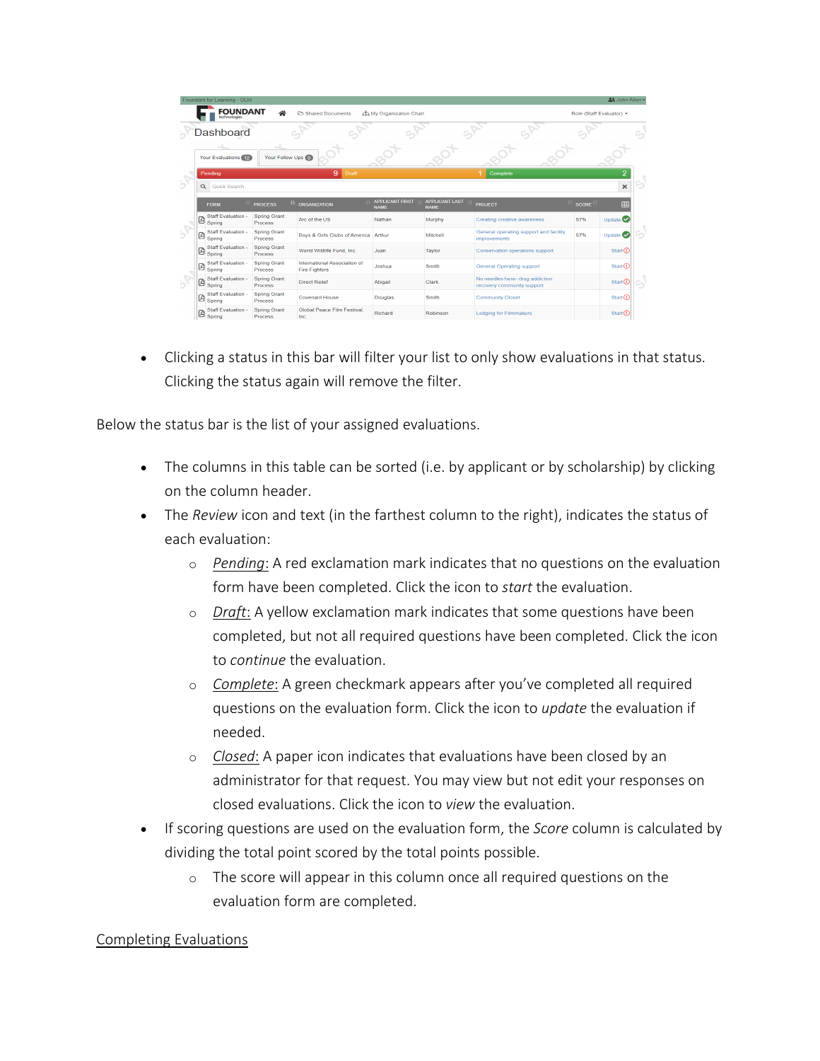- Clicking a status in this bar will filter your list to only show evaluations in that status. Clicking the status again will remove the filter.

Below the status bar is the list of your assigned evaluations.

- The columns in this table can be sorted (i.e. by applicant or by scholarship) by clicking on the column header.
- The *Review* icon and text (in the farthest column to the right), indicates the status of each evaluation:
  - Pending: A red exclamation mark indicates that no questions on the evaluation form have been completed. Click the icon to *start* the evaluation.
  - Draft: A yellow exclamation mark indicates that some questions have been completed, but not all required questions have been completed. Click the icon to *continue* the evaluation.
  - Complete: A green checkmark appears after you've completed all required questions on the evaluation form. Click the icon to *update* the evaluation if needed.
  - Closed: A paper icon indicates that evaluations have been closed by an administrator for that request. You may view but not edit your responses on closed evaluations. Click the icon to *view* the evaluation.
- If scoring questions are used on the evaluation form, the *Score* column is calculated by dividing the total point scored by the total points possible.
  - The score will appear in this column once all required questions on the evaluation form are completed.

Completing Evaluations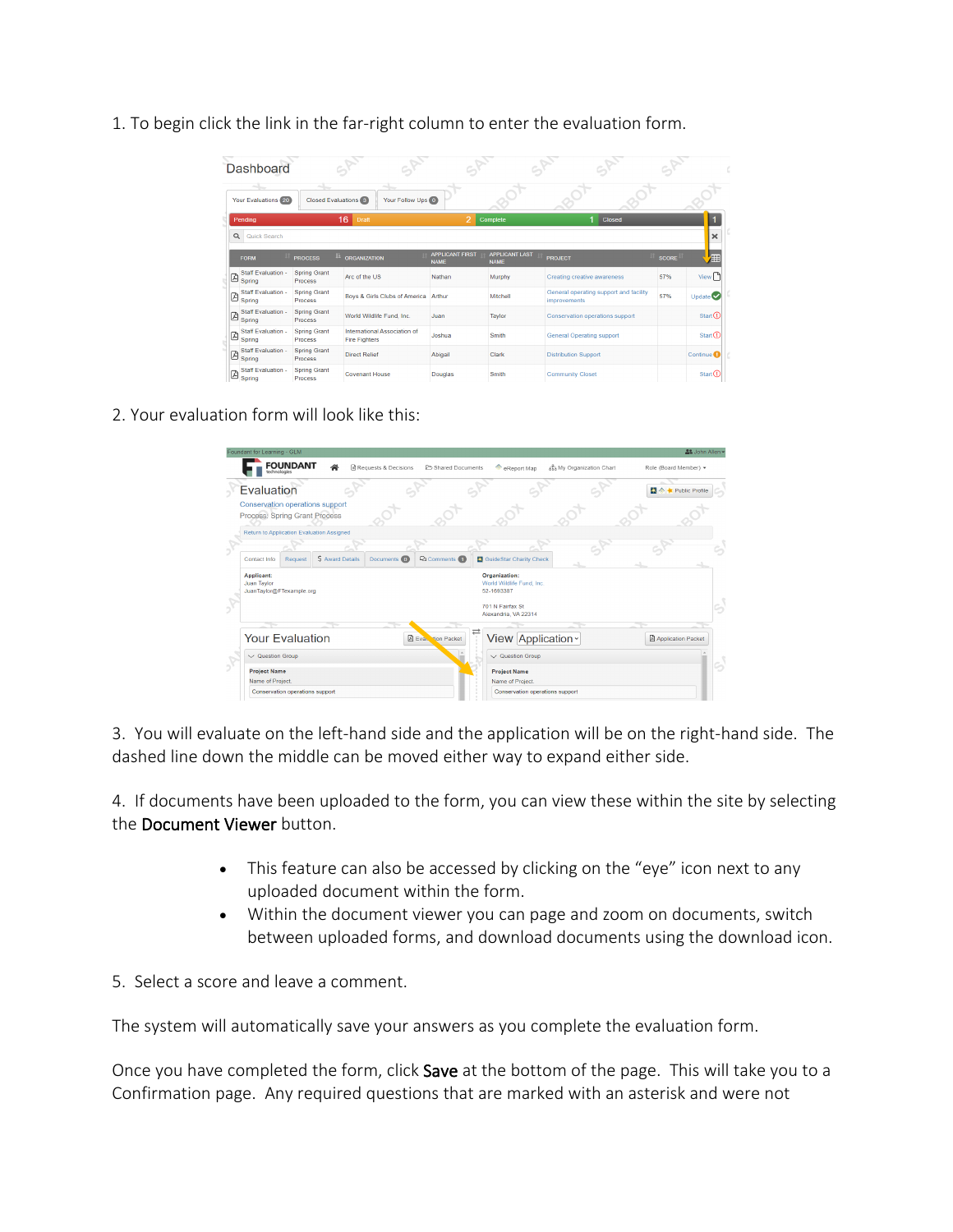1. To begin click the link in the far-right column to enter the evaluation form.

2. Your evaluation form will look like this:

3. You will evaluate on the left-hand side and the application will be on the right-hand side. The dashed line down the middle can be moved either way to expand either side.

4. If documents have been uploaded to the form, you can view these within the site by selecting the **Document Viewer** button.

   - This feature can also be accessed by clicking on the "eye" icon next to any uploaded document within the form.
   - Within the document viewer you can page and zoom on documents, switch between uploaded forms, and download documents using the download icon.

5. Select a score and leave a comment.

The system will automatically save your answers as you complete the evaluation form.

Once you have completed the form, click **Save** at the bottom of the page. This will take you to a Confirmation page. Any required questions that are marked with an asterisk and were not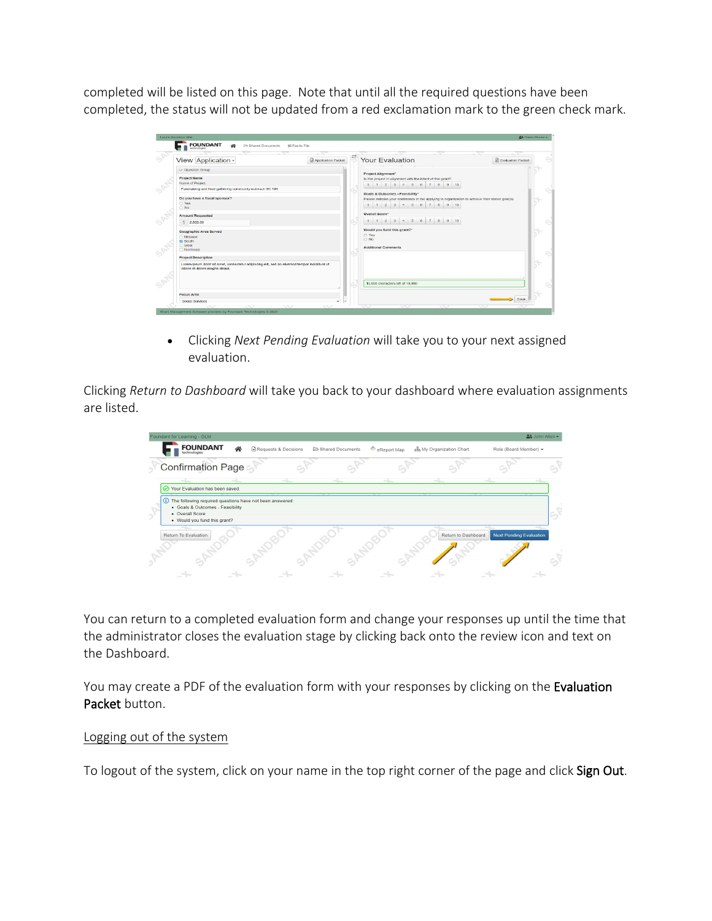completed will be listed on this page. Note that until all the required questions have been completed, the status will not be updated from a red exclamation mark to the green check mark.

- Clicking *Next Pending Evaluation* will take you to your next assigned evaluation.

Clicking *Return to Dashboard* will take you back to your dashboard where evaluation assignments are listed.

You can return to a completed evaluation form and change your responses up until the time that the administrator closes the evaluation stage by clicking back onto the review icon and text on the Dashboard.

You may create a PDF of the evaluation form with your responses by clicking on the **Evaluation Packet** button.

## Logging out of the system

To logout of the system, click on your name in the top right corner of the page and click **Sign Out**.